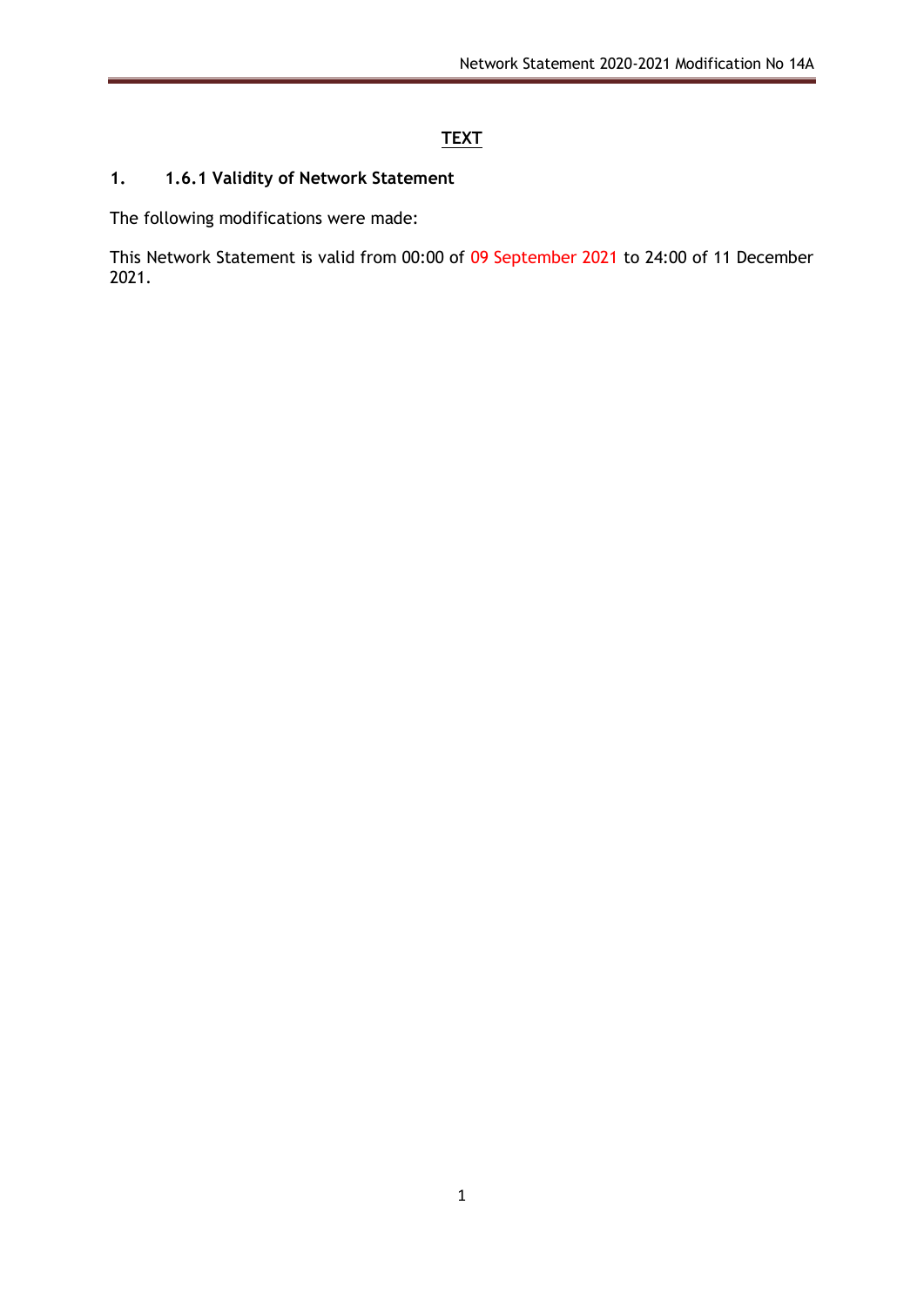## TEXT

### 1. 1.6.1 Validity of Network Statement

The following modifications were made:

This Network Statement is valid from 00:00 of 09 September 2021 to 24:00 of 11 December 2021.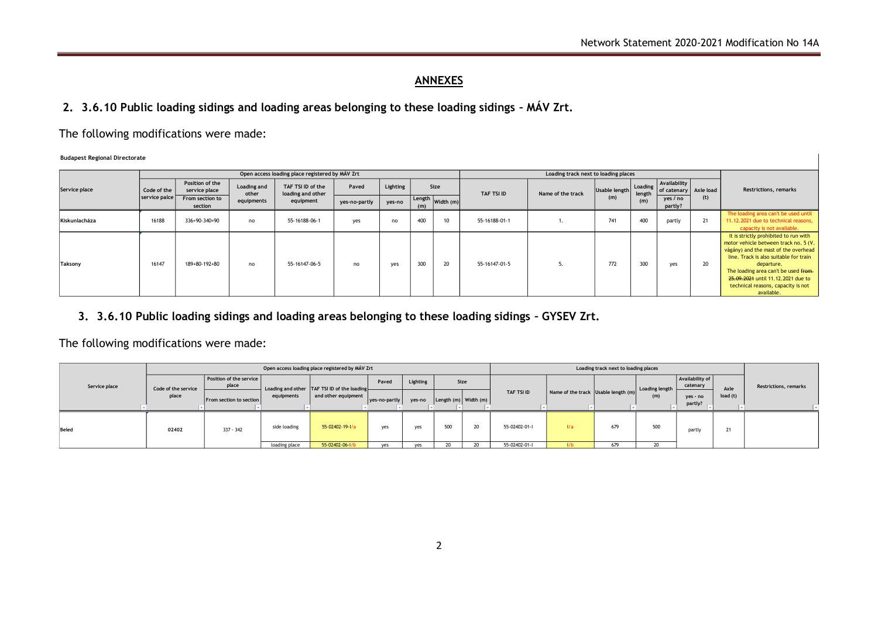# ANNEXES

## 2. 3.6.10 Public loading sidings and loading areas belonging to these loading sidings – MÁV Zrt.

The following modifications were made:

**Budapest Regional Directorate**

| Service place | Open access loading place registered by MÁV Zrt | | | | | | | | Loading track next to loading places | | | | | | Restrictions, remarks |
|---|---|---|---|---|---|---|---|---|---|---|---|---|---|---|---|
| | Code of the service palce | Position of the service place | Loading and other equipments | TAF TSI ID of the loading and other equipment | Paved | Lighting | Size | | TAF TSI ID | Name of the track | Usable length (m) | Loading length (m) | Availability of catenary | Axle load (t) | |
| | | From section to section | | | yes-no-partly | yes-no | Length (m) | Width (m) | | | | | yes / no partly? | | |
| Kiskunlacháza | 16188 | 336+90-340+90 | no | 55-16188-06-1 | yes | no | 400 | 10 | 55-16188-01-1 | 1. | 741 | 400 | partly | 21 | The loading area can't be used until 11.12.2021 due to technical reasons, capacity is not available. |
| Taksony | 16147 | 189+80-192+80 | no | 55-16147-06-5 | no | yes | 300 | 20 | 55-16147-01-5 | 5. | 772 | 300 | yes | 20 | It is strictly prohibited to run with motor vehicle between track no. 5 (V. vágány) and the mast of the overhead line. Track is also suitable for train departure. The loading area can't be used ~~from 25.09.2021~~ until 11.12.2021 due to technical reasons, capacity is not available. |

## 3. 3.6.10 Public loading sidings and loading areas belonging to these loading sidings – GYSEV Zrt.

The following modifications were made:

| Service place | Open access loading place registered by MÁV Zrt | | | | | | | | Loading track next to loading places | | | | | | Restrictions, remarks |
|---|---|---|---|---|---|---|---|---|---|---|---|---|---|---|---|
| | Code of the service place | Position of the service place | Loading and other equipments | TAF TSI ID of the loading and other equipment | Paved | Lighting | Size | | TAF TSI ID | Name of the track | Usable length (m) | Loading length (m) | Availability of catenary | Axle load (t) | |
| | | From section to section | | | yes-no-partly | yes-no | Length (m) | Width (m) | | | | | yes - no partly? | | |
| Beled | 02402 | 337 - 342 | side loading | 55-02402-19-I/a | yes | yes | 500 | 20 | 55-02402-01-I | I/a | 679 | 500 | partly | 21 | |
| | | | loading place | 55-02402-06-I/b | yes | yes | 20 | 20 | 55-02402-01-I | I/b | 679 | 20 | | | |